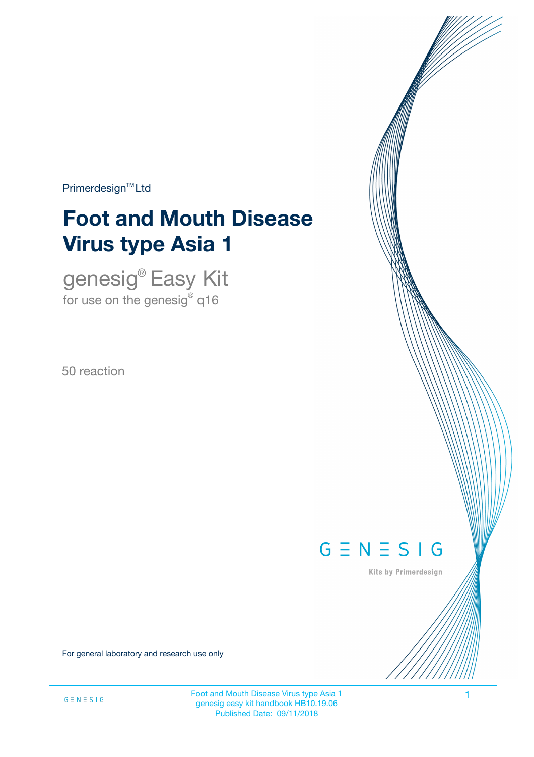Primerdesign™ Ltd

# Foot and Mouth Disease Virus type Asia 1

## genesig® Easy Kit

for use on the genesig® q16

50 reaction

GENESIG

Kits by Primerdesign

For general laboratory and research use only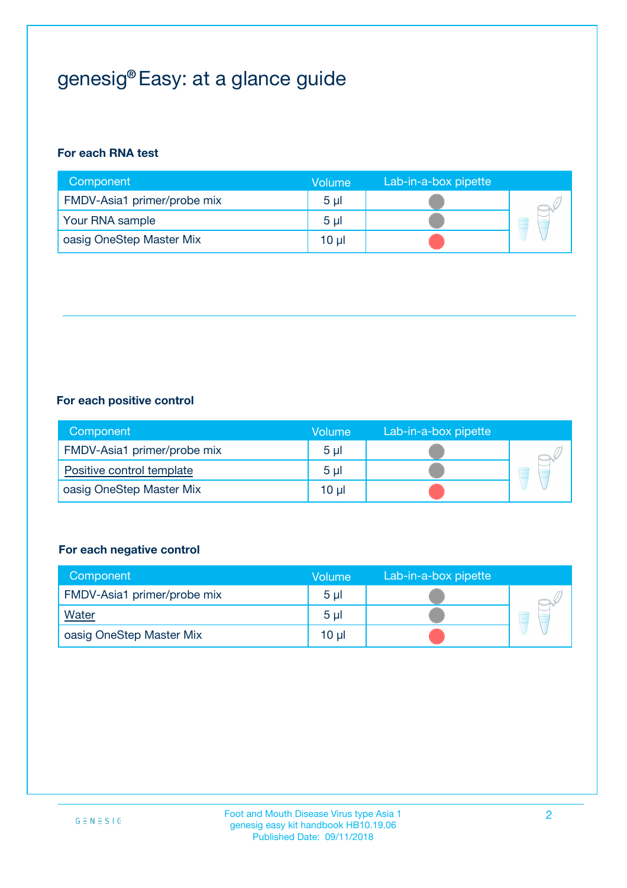# genesig® Easy: at a glance guide

**For each RNA test**

| Component | Volume | Lab-in-a-box pipette |
|---|---|---|
| FMDV-Asia1 primer/probe mix | 5 µl | |
| Your RNA sample | 5 µl | |
| oasig OneStep Master Mix | 10 µl | |

**For each positive control**

| Component | Volume | Lab-in-a-box pipette |
|---|---|---|
| FMDV-Asia1 primer/probe mix | 5 µl | |
| Positive control template | 5 µl | |
| oasig OneStep Master Mix | 10 µl | |

**For each negative control**

| Component | Volume | Lab-in-a-box pipette |
|---|---|---|
| FMDV-Asia1 primer/probe mix | 5 µl | |
| Water | 5 µl | |
| oasig OneStep Master Mix | 10 µl | |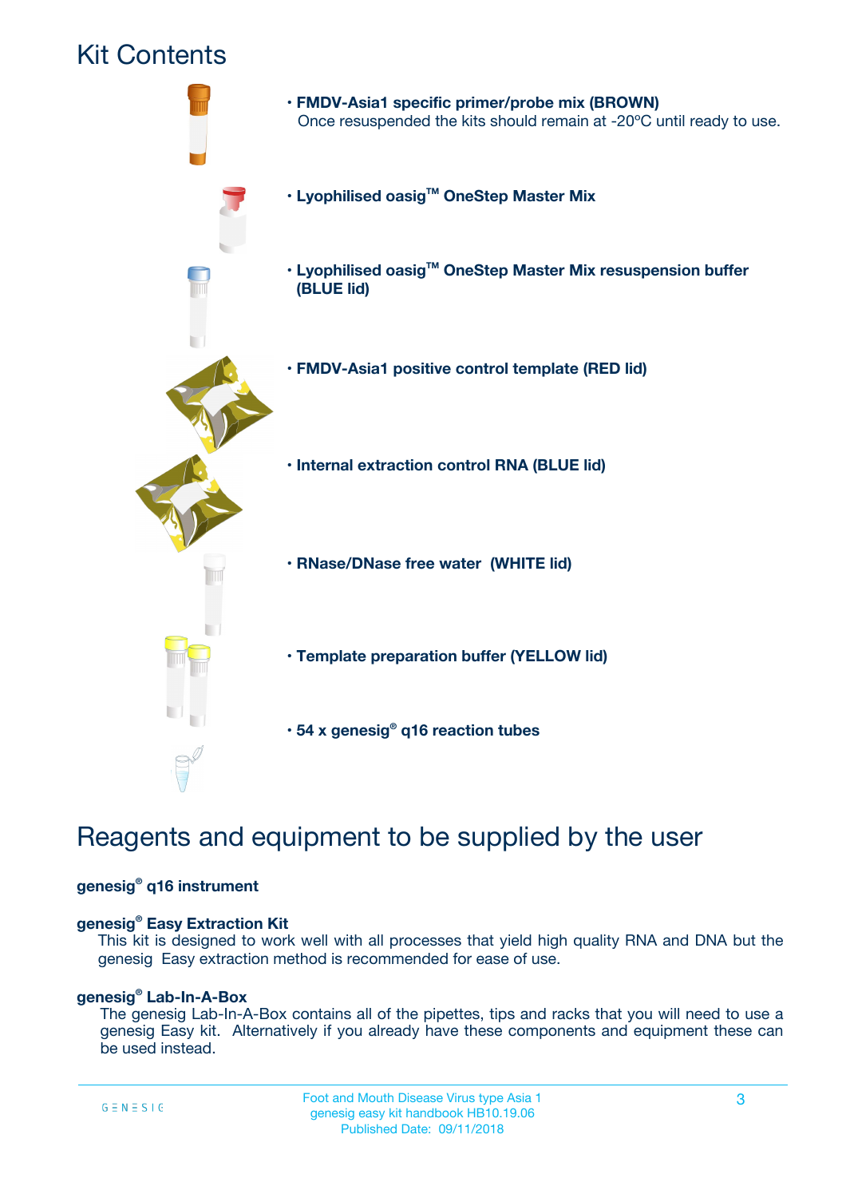# Kit Contents

- **FMDV-Asia1 specific primer/probe mix (BROWN)**
  Once resuspended the kits should remain at -20ºC until ready to use.
- **Lyophilised oasig™ OneStep Master Mix**
- **Lyophilised oasig™ OneStep Master Mix resuspension buffer (BLUE lid)**
- **FMDV-Asia1 positive control template (RED lid)**
- **Internal extraction control RNA (BLUE lid)**
- **RNase/DNase free water (WHITE lid)**
- **Template preparation buffer (YELLOW lid)**
- **54 x genesig® q16 reaction tubes**

# Reagents and equipment to be supplied by the user

**genesig® q16 instrument**

**genesig® Easy Extraction Kit**
This kit is designed to work well with all processes that yield high quality RNA and DNA but the genesig Easy extraction method is recommended for ease of use.

**genesig® Lab-In-A-Box**
The genesig Lab-In-A-Box contains all of the pipettes, tips and racks that you will need to use a genesig Easy kit. Alternatively if you already have these components and equipment these can be used instead.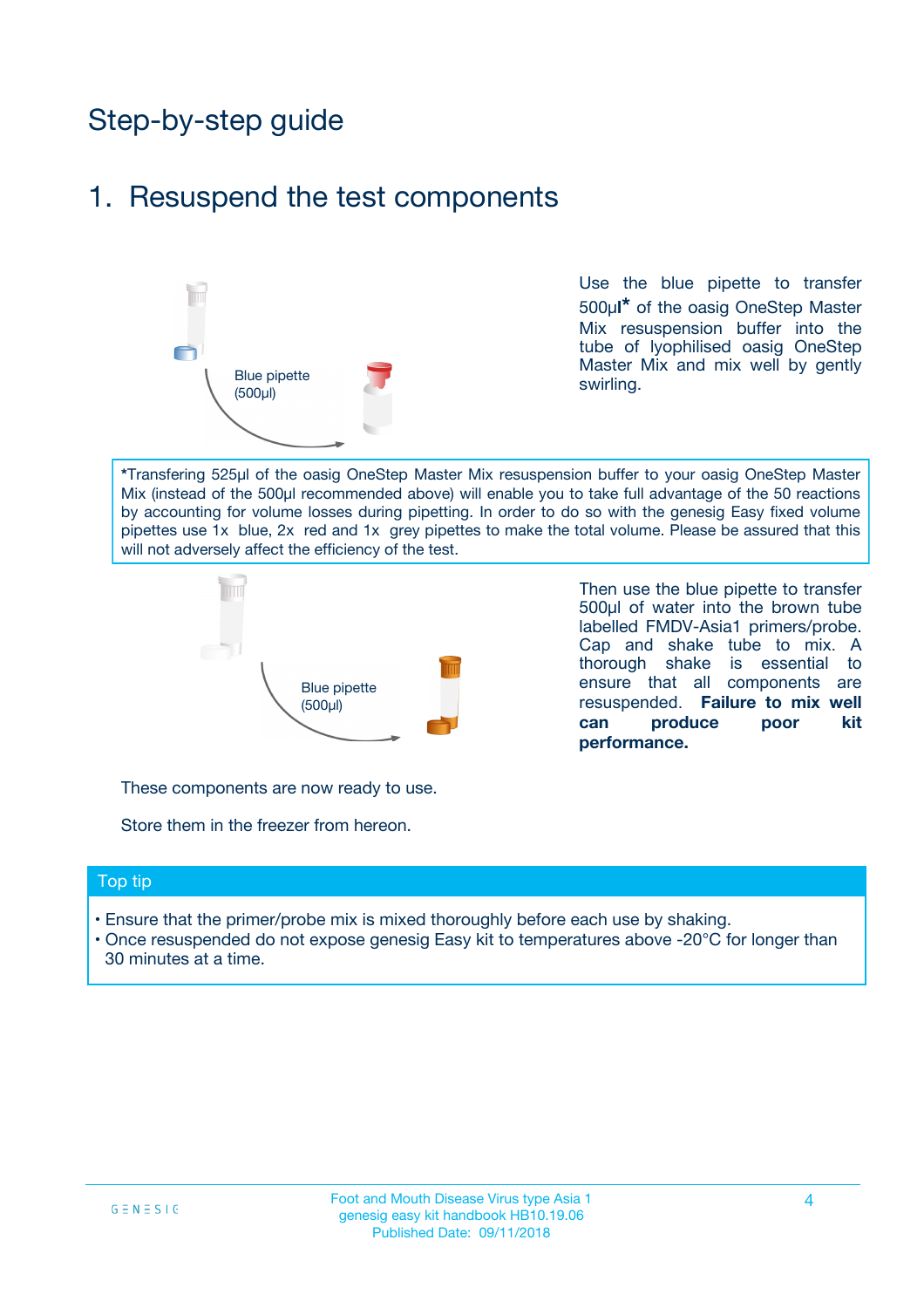# Step-by-step guide

## 1. Resuspend the test components

Blue pipette (500µl)

Use the blue pipette to transfer 500µl* of the oasig OneStep Master Mix resuspension buffer into the tube of lyophilised oasig OneStep Master Mix and mix well by gently swirling.

*Transfering 525µl of the oasig OneStep Master Mix resuspension buffer to your oasig OneStep Master Mix (instead of the 500µl recommended above) will enable you to take full advantage of the 50 reactions by accounting for volume losses during pipetting. In order to do so with the genesig Easy fixed volume pipettes use 1x blue, 2x red and 1x grey pipettes to make the total volume. Please be assured that this will not adversely affect the efficiency of the test.

Blue pipette (500µl)

Then use the blue pipette to transfer 500µl of water into the brown tube labelled FMDV-Asia1 primers/probe. Cap and shake tube to mix. A thorough shake is essential to ensure that all components are resuspended. **Failure to mix well can produce poor kit performance.**

These components are now ready to use.

Store them in the freezer from hereon.

### Top tip

- Ensure that the primer/probe mix is mixed thoroughly before each use by shaking.
- Once resuspended do not expose genesig Easy kit to temperatures above -20°C for longer than 30 minutes at a time.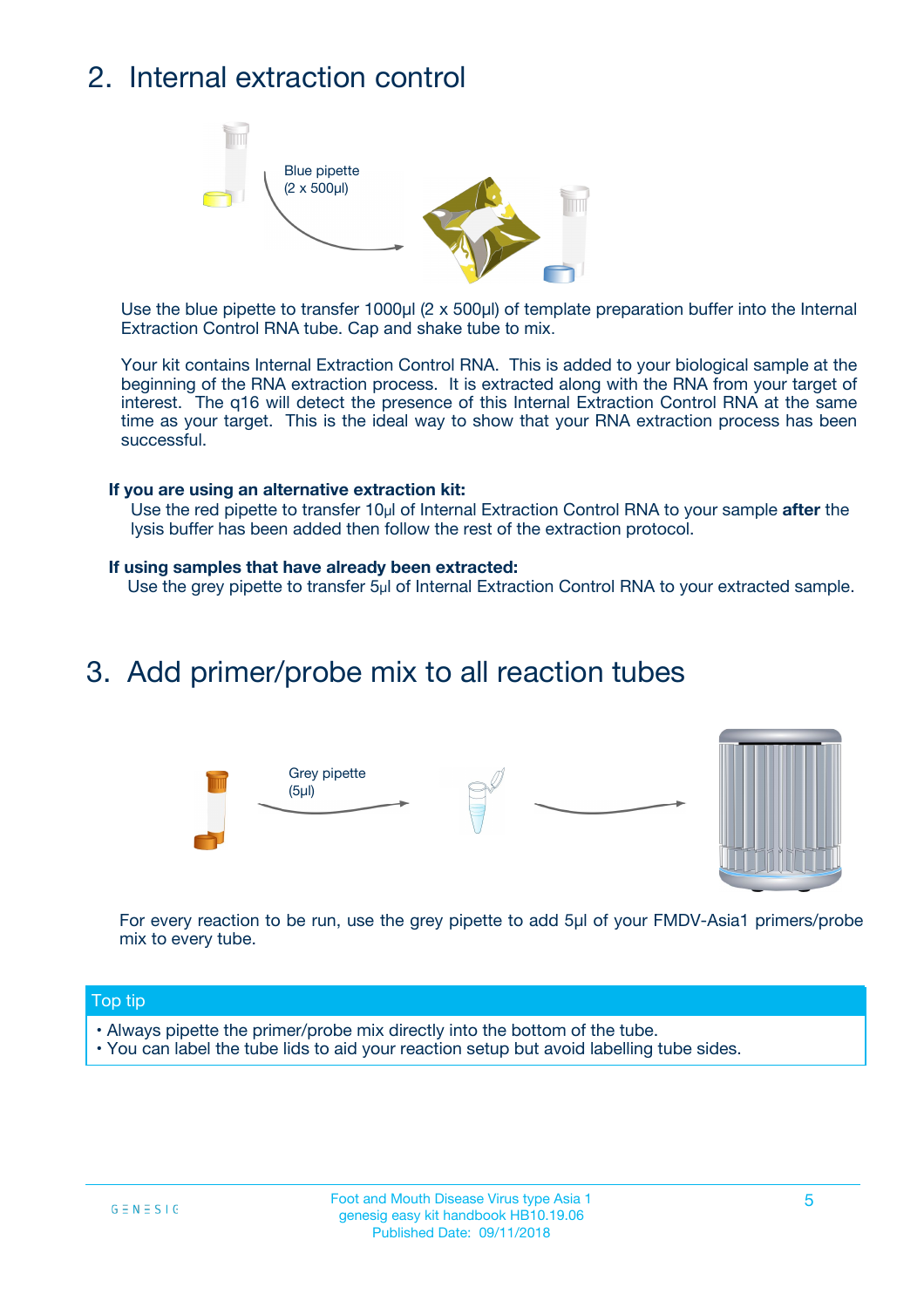## 2. Internal extraction control

Blue pipette (2 x 500µl)

Use the blue pipette to transfer 1000µl (2 x 500µl) of template preparation buffer into the Internal Extraction Control RNA tube. Cap and shake tube to mix.

Your kit contains Internal Extraction Control RNA. This is added to your biological sample at the beginning of the RNA extraction process. It is extracted along with the RNA from your target of interest. The q16 will detect the presence of this Internal Extraction Control RNA at the same time as your target. This is the ideal way to show that your RNA extraction process has been successful.

**If you are using an alternative extraction kit:**
Use the red pipette to transfer 10µl of Internal Extraction Control RNA to your sample **after** the lysis buffer has been added then follow the rest of the extraction protocol.

**If using samples that have already been extracted:**
Use the grey pipette to transfer 5µl of Internal Extraction Control RNA to your extracted sample.

## 3. Add primer/probe mix to all reaction tubes

Grey pipette (5µl)

For every reaction to be run, use the grey pipette to add 5µl of your FMDV-Asia1 primers/probe mix to every tube.

**Top tip**

- Always pipette the primer/probe mix directly into the bottom of the tube.
- You can label the tube lids to aid your reaction setup but avoid labelling tube sides.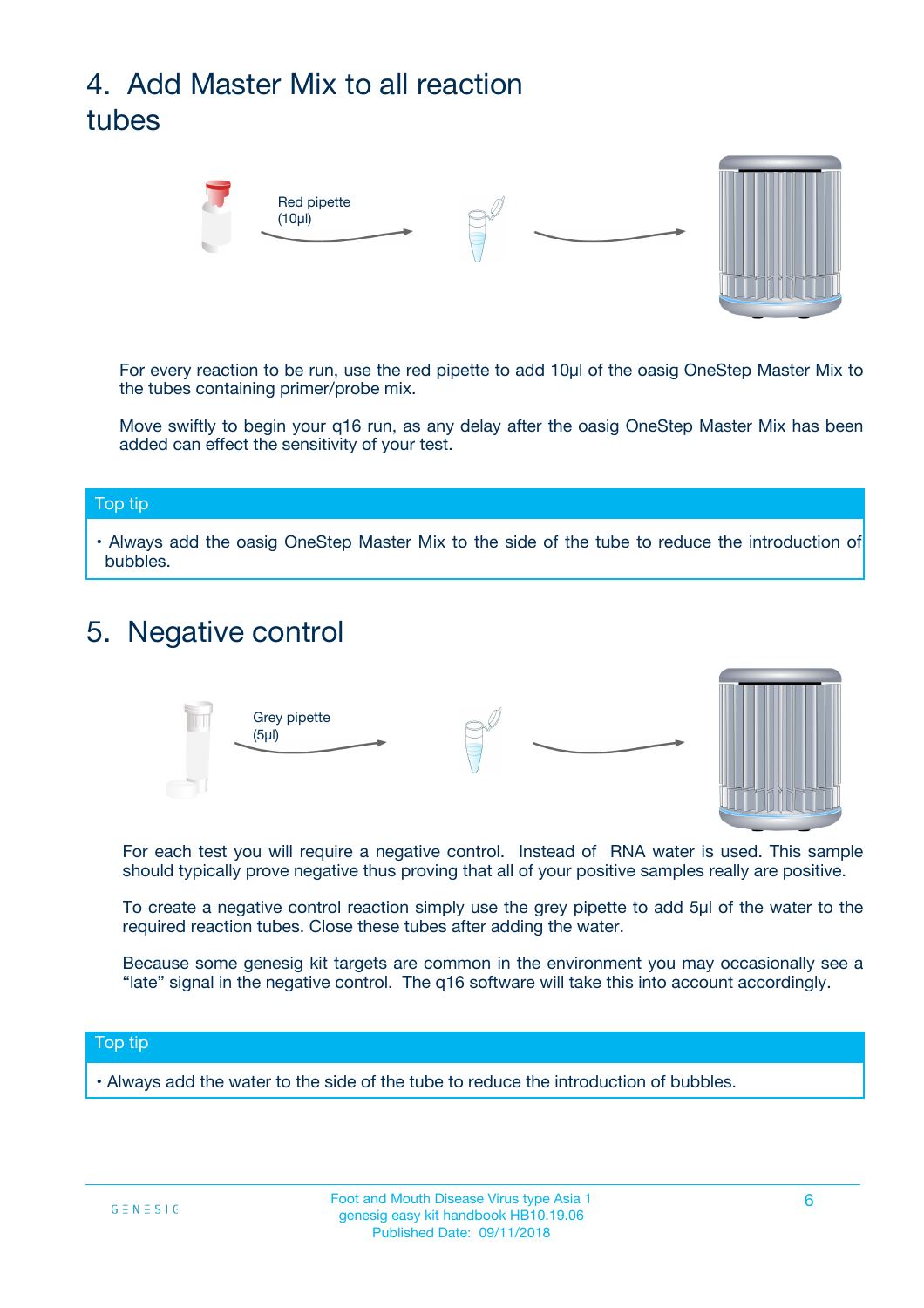## 4. Add Master Mix to all reaction tubes

Red pipette (10µl)

For every reaction to be run, use the red pipette to add 10µl of the oasig OneStep Master Mix to the tubes containing primer/probe mix.

Move swiftly to begin your q16 run, as any delay after the oasig OneStep Master Mix has been added can effect the sensitivity of your test.

**Top tip**

- Always add the oasig OneStep Master Mix to the side of the tube to reduce the introduction of bubbles.

## 5. Negative control

Grey pipette (5µl)

For each test you will require a negative control. Instead of RNA water is used. This sample should typically prove negative thus proving that all of your positive samples really are positive.

To create a negative control reaction simply use the grey pipette to add 5µl of the water to the required reaction tubes. Close these tubes after adding the water.

Because some genesig kit targets are common in the environment you may occasionally see a "late" signal in the negative control. The q16 software will take this into account accordingly.

**Top tip**

- Always add the water to the side of the tube to reduce the introduction of bubbles.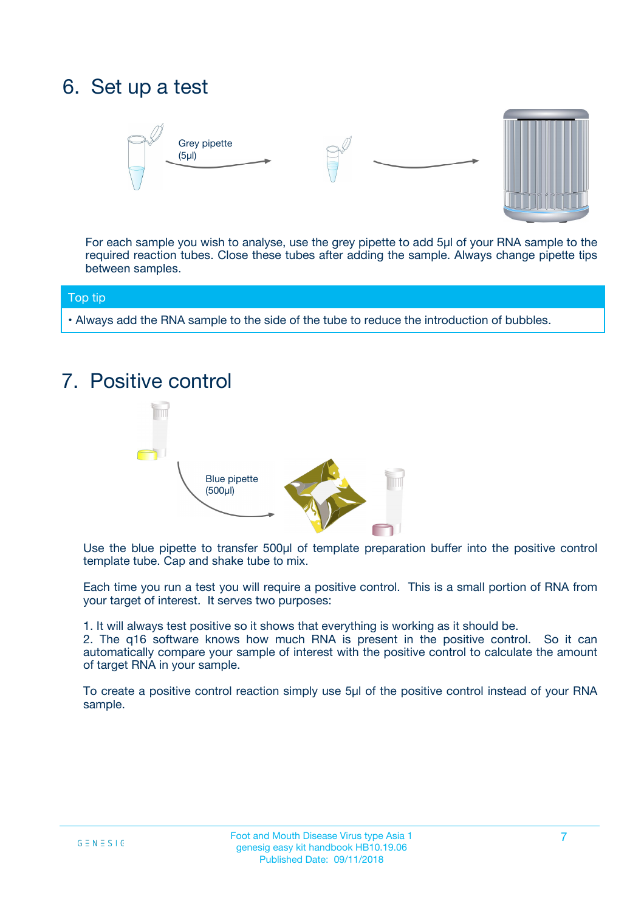## 6. Set up a test

Grey pipette (5µl)

For each sample you wish to analyse, use the grey pipette to add 5µl of your RNA sample to the required reaction tubes. Close these tubes after adding the sample. Always change pipette tips between samples.

**Top tip**

- Always add the RNA sample to the side of the tube to reduce the introduction of bubbles.

## 7. Positive control

Blue pipette (500µl)

Use the blue pipette to transfer 500µl of template preparation buffer into the positive control template tube. Cap and shake tube to mix.

Each time you run a test you will require a positive control. This is a small portion of RNA from your target of interest. It serves two purposes:

1. It will always test positive so it shows that everything is working as it should be.
2. The q16 software knows how much RNA is present in the positive control. So it can automatically compare your sample of interest with the positive control to calculate the amount of target RNA in your sample.

To create a positive control reaction simply use 5µl of the positive control instead of your RNA sample.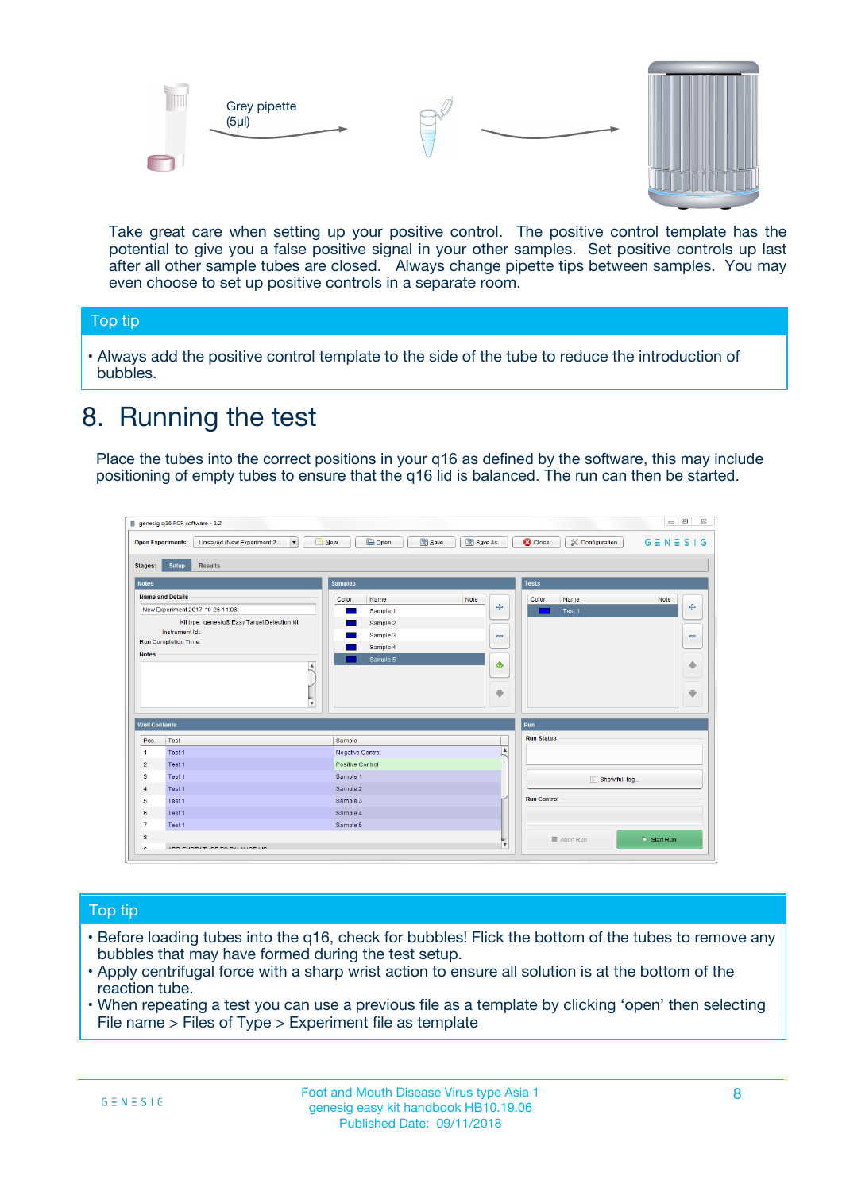Grey pipette (5µl)

Take great care when setting up your positive control. The positive control template has the potential to give you a false positive signal in your other samples. Set positive controls up last after all other sample tubes are closed. Always change pipette tips between samples. You may even choose to set up positive controls in a separate room.

## Top tip

- Always add the positive control template to the side of the tube to reduce the introduction of bubbles.

# 8. Running the test

Place the tubes into the correct positions in your q16 as defined by the software, this may include positioning of empty tubes to ensure that the q16 lid is balanced. The run can then be started.

## Top tip

- Before loading tubes into the q16, check for bubbles! Flick the bottom of the tubes to remove any bubbles that may have formed during the test setup.
- Apply centrifugal force with a sharp wrist action to ensure all solution is at the bottom of the reaction tube.
- When repeating a test you can use a previous file as a template by clicking 'open' then selecting File name > Files of Type > Experiment file as template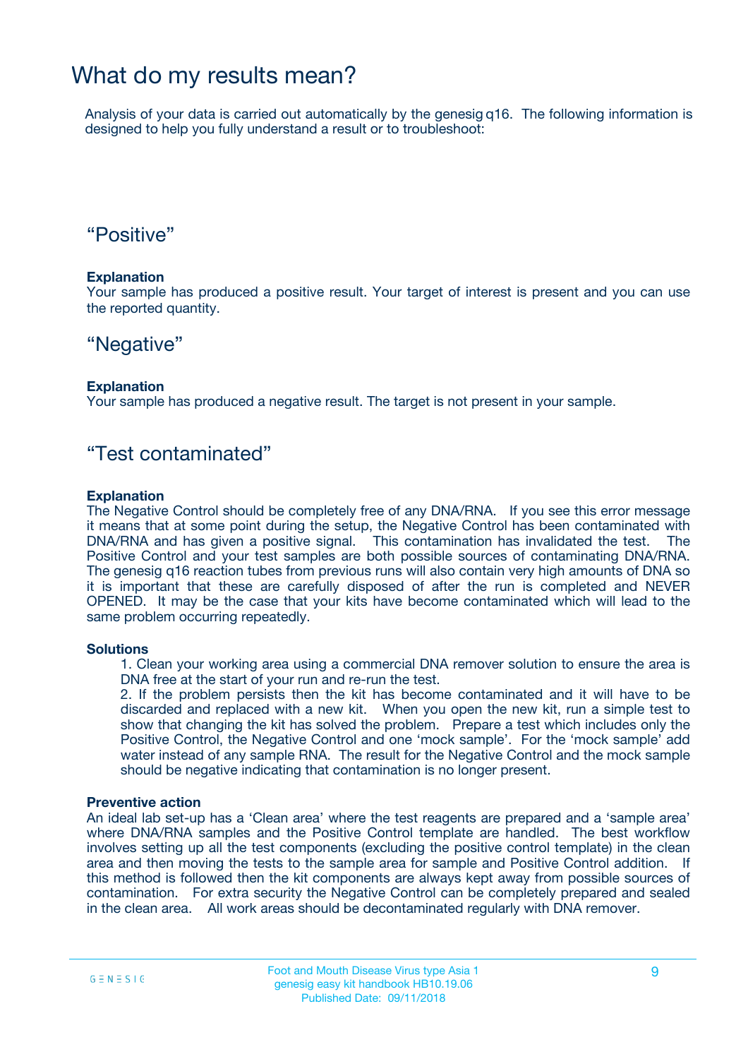# What do my results mean?

Analysis of your data is carried out automatically by the genesig q16. The following information is designed to help you fully understand a result or to troubleshoot:

## “Positive”

**Explanation**
Your sample has produced a positive result. Your target of interest is present and you can use the reported quantity.

## “Negative”

**Explanation**
Your sample has produced a negative result. The target is not present in your sample.

## “Test contaminated”

**Explanation**
The Negative Control should be completely free of any DNA/RNA. If you see this error message it means that at some point during the setup, the Negative Control has been contaminated with DNA/RNA and has given a positive signal. This contamination has invalidated the test. The Positive Control and your test samples are both possible sources of contaminating DNA/RNA. The genesig q16 reaction tubes from previous runs will also contain very high amounts of DNA so it is important that these are carefully disposed of after the run is completed and NEVER OPENED. It may be the case that your kits have become contaminated which will lead to the same problem occurring repeatedly.

**Solutions**

1. Clean your working area using a commercial DNA remover solution to ensure the area is DNA free at the start of your run and re-run the test.
2. If the problem persists then the kit has become contaminated and it will have to be discarded and replaced with a new kit. When you open the new kit, run a simple test to show that changing the kit has solved the problem. Prepare a test which includes only the Positive Control, the Negative Control and one ‘mock sample’. For the ‘mock sample’ add water instead of any sample RNA. The result for the Negative Control and the mock sample should be negative indicating that contamination is no longer present.

**Preventive action**
An ideal lab set-up has a ‘Clean area’ where the test reagents are prepared and a ‘sample area’ where DNA/RNA samples and the Positive Control template are handled. The best workflow involves setting up all the test components (excluding the positive control template) in the clean area and then moving the tests to the sample area for sample and Positive Control addition. If this method is followed then the kit components are always kept away from possible sources of contamination. For extra security the Negative Control can be completely prepared and sealed in the clean area. All work areas should be decontaminated regularly with DNA remover.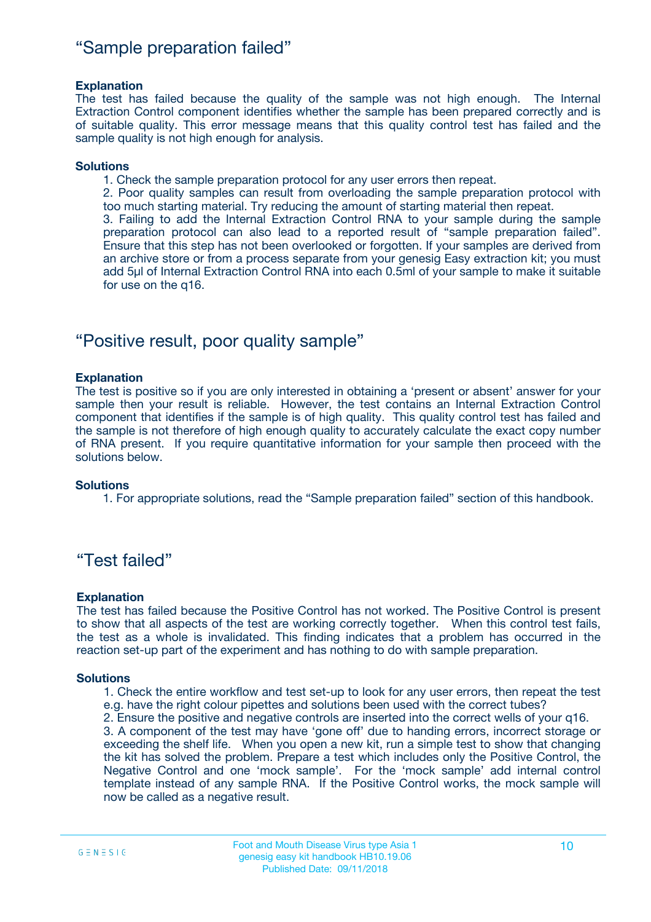## “Sample preparation failed”

**Explanation**

The test has failed because the quality of the sample was not high enough. The Internal Extraction Control component identifies whether the sample has been prepared correctly and is of suitable quality. This error message means that this quality control test has failed and the sample quality is not high enough for analysis.

**Solutions**

1. Check the sample preparation protocol for any user errors then repeat.
2. Poor quality samples can result from overloading the sample preparation protocol with too much starting material. Try reducing the amount of starting material then repeat.
3. Failing to add the Internal Extraction Control RNA to your sample during the sample preparation protocol can also lead to a reported result of “sample preparation failed”. Ensure that this step has not been overlooked or forgotten. If your samples are derived from an archive store or from a process separate from your genesig Easy extraction kit; you must add 5µl of Internal Extraction Control RNA into each 0.5ml of your sample to make it suitable for use on the q16.

## “Positive result, poor quality sample”

**Explanation**

The test is positive so if you are only interested in obtaining a ‘present or absent’ answer for your sample then your result is reliable. However, the test contains an Internal Extraction Control component that identifies if the sample is of high quality. This quality control test has failed and the sample is not therefore of high enough quality to accurately calculate the exact copy number of RNA present. If you require quantitative information for your sample then proceed with the solutions below.

**Solutions**

1. For appropriate solutions, read the “Sample preparation failed” section of this handbook.

## “Test failed”

**Explanation**

The test has failed because the Positive Control has not worked. The Positive Control is present to show that all aspects of the test are working correctly together. When this control test fails, the test as a whole is invalidated. This finding indicates that a problem has occurred in the reaction set-up part of the experiment and has nothing to do with sample preparation.

**Solutions**

1. Check the entire workflow and test set-up to look for any user errors, then repeat the test e.g. have the right colour pipettes and solutions been used with the correct tubes?
2. Ensure the positive and negative controls are inserted into the correct wells of your q16.
3. A component of the test may have ‘gone off’ due to handing errors, incorrect storage or exceeding the shelf life. When you open a new kit, run a simple test to show that changing the kit has solved the problem. Prepare a test which includes only the Positive Control, the Negative Control and one ‘mock sample’. For the ‘mock sample’ add internal control template instead of any sample RNA. If the Positive Control works, the mock sample will now be called as a negative result.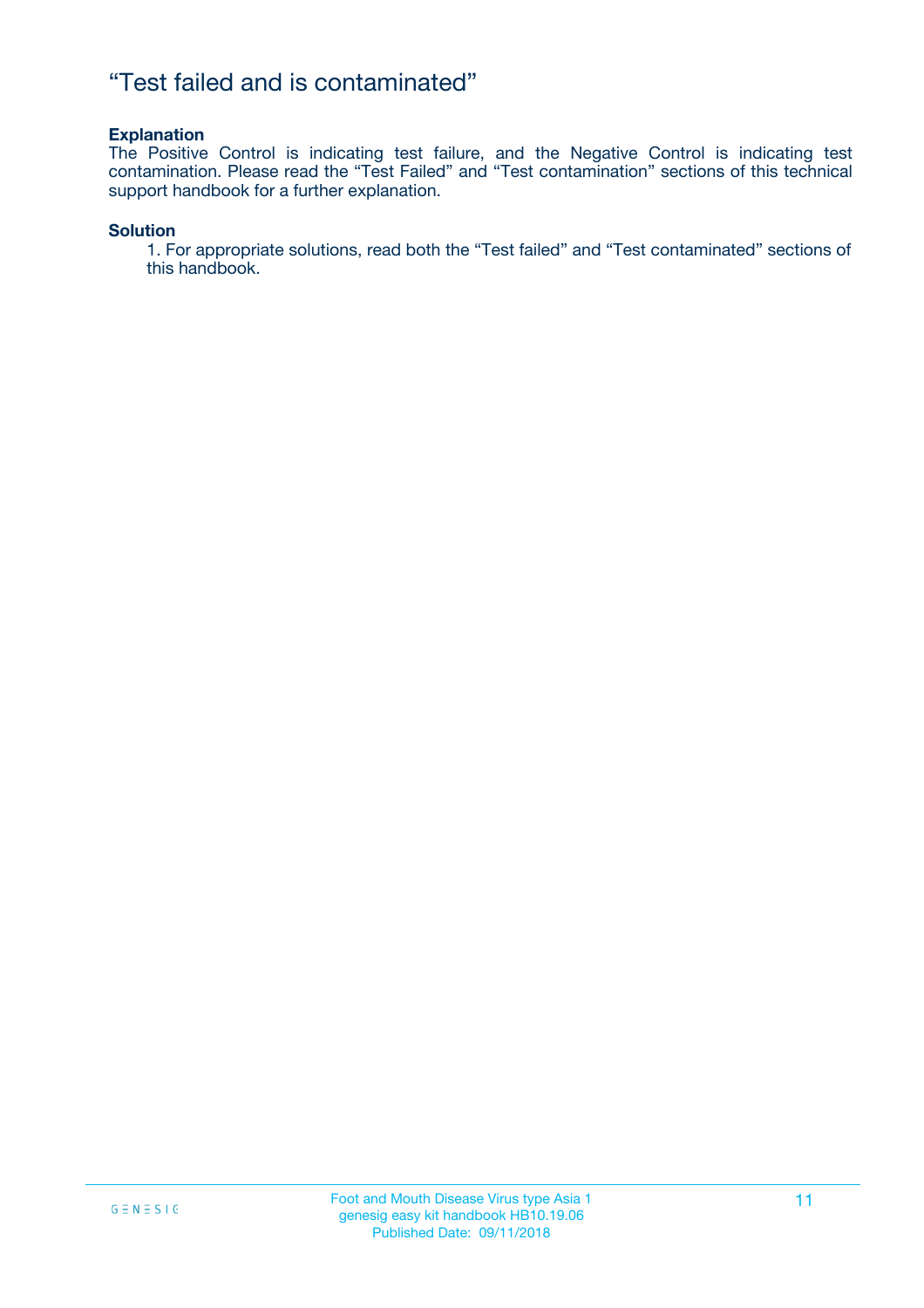# “Test failed and is contaminated”

**Explanation**

The Positive Control is indicating test failure, and the Negative Control is indicating test contamination. Please read the “Test Failed” and “Test contamination” sections of this technical support handbook for a further explanation.

**Solution**

1. For appropriate solutions, read both the “Test failed” and “Test contaminated” sections of this handbook.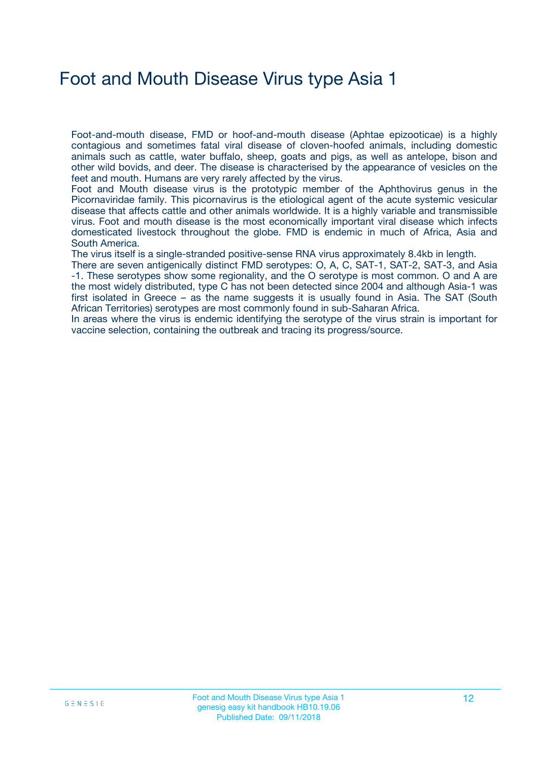# Foot and Mouth Disease Virus type Asia 1

Foot-and-mouth disease, FMD or hoof-and-mouth disease (Aphtae epizooticae) is a highly contagious and sometimes fatal viral disease of cloven-hoofed animals, including domestic animals such as cattle, water buffalo, sheep, goats and pigs, as well as antelope, bison and other wild bovids, and deer. The disease is characterised by the appearance of vesicles on the feet and mouth. Humans are very rarely affected by the virus.

Foot and Mouth disease virus is the prototypic member of the Aphthovirus genus in the Picornaviridae family. This picornavirus is the etiological agent of the acute systemic vesicular disease that affects cattle and other animals worldwide. It is a highly variable and transmissible virus. Foot and mouth disease is the most economically important viral disease which infects domesticated livestock throughout the globe. FMD is endemic in much of Africa, Asia and South America.

The virus itself is a single-stranded positive-sense RNA virus approximately 8.4kb in length.

There are seven antigenically distinct FMD serotypes: O, A, C, SAT-1, SAT-2, SAT-3, and Asia -1. These serotypes show some regionality, and the O serotype is most common. O and A are the most widely distributed, type C has not been detected since 2004 and although Asia-1 was first isolated in Greece – as the name suggests it is usually found in Asia. The SAT (South African Territories) serotypes are most commonly found in sub-Saharan Africa.

In areas where the virus is endemic identifying the serotype of the virus strain is important for vaccine selection, containing the outbreak and tracing its progress/source.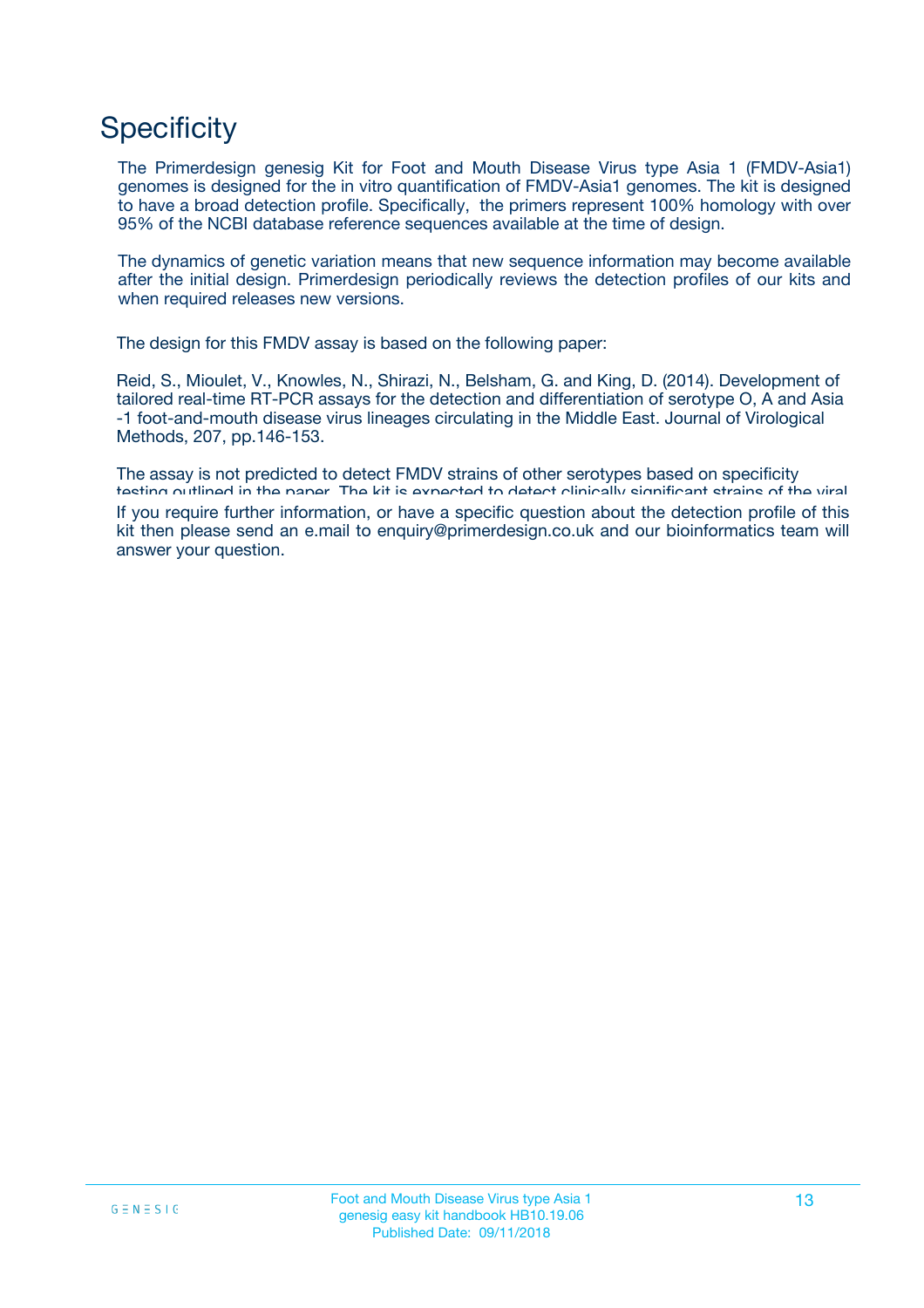# Specificity

The Primerdesign genesig Kit for Foot and Mouth Disease Virus type Asia 1 (FMDV-Asia1) genomes is designed for the in vitro quantification of FMDV-Asia1 genomes. The kit is designed to have a broad detection profile. Specifically, the primers represent 100% homology with over 95% of the NCBI database reference sequences available at the time of design.

The dynamics of genetic variation means that new sequence information may become available after the initial design. Primerdesign periodically reviews the detection profiles of our kits and when required releases new versions.

The design for this FMDV assay is based on the following paper:

Reid, S., Mioulet, V., Knowles, N., Shirazi, N., Belsham, G. and King, D. (2014). Development of tailored real-time RT-PCR assays for the detection and differentiation of serotype O, A and Asia -1 foot-and-mouth disease virus lineages circulating in the Middle East. Journal of Virological Methods, 207, pp.146-153.

The assay is not predicted to detect FMDV strains of other serotypes based on specificity testing outlined in the paper. The kit is expected to detect clinically significant strains of the viral

If you require further information, or have a specific question about the detection profile of this kit then please send an e.mail to enquiry@primerdesign.co.uk and our bioinformatics team will answer your question.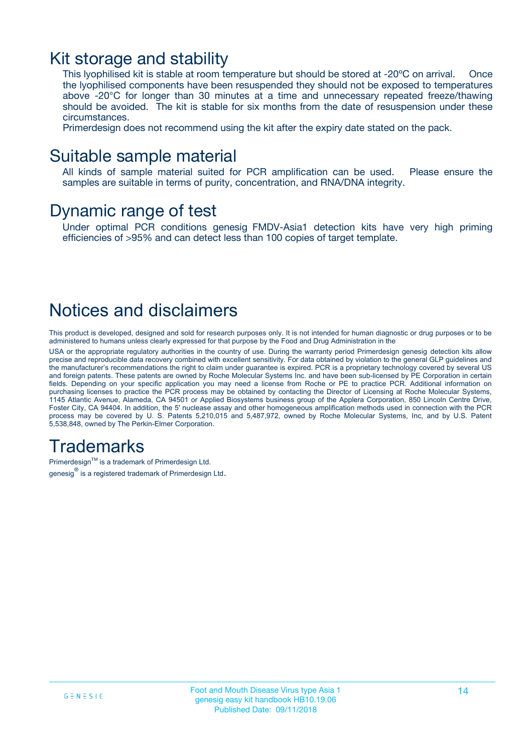## Kit storage and stability

This lyophilised kit is stable at room temperature but should be stored at -20ºC on arrival. Once the lyophilised components have been resuspended they should not be exposed to temperatures above -20°C for longer than 30 minutes at a time and unnecessary repeated freeze/thawing should be avoided. The kit is stable for six months from the date of resuspension under these circumstances.

Primerdesign does not recommend using the kit after the expiry date stated on the pack.

## Suitable sample material

All kinds of sample material suited for PCR amplification can be used. Please ensure the samples are suitable in terms of purity, concentration, and RNA/DNA integrity.

## Dynamic range of test

Under optimal PCR conditions genesig FMDV-Asia1 detection kits have very high priming efficiencies of >95% and can detect less than 100 copies of target template.

## Notices and disclaimers

This product is developed, designed and sold for research purposes only. It is not intended for human diagnostic or drug purposes or to be administered to humans unless clearly expressed for that purpose by the Food and Drug Administration in the

USA or the appropriate regulatory authorities in the country of use. During the warranty period Primerdesign genesig detection kits allow precise and reproducible data recovery combined with excellent sensitivity. For data obtained by violation to the general GLP guidelines and the manufacturer's recommendations the right to claim under guarantee is expired. PCR is a proprietary technology covered by several US and foreign patents. These patents are owned by Roche Molecular Systems Inc. and have been sub-licensed by PE Corporation in certain fields. Depending on your specific application you may need a license from Roche or PE to practice PCR. Additional information on purchasing licenses to practice the PCR process may be obtained by contacting the Director of Licensing at Roche Molecular Systems, 1145 Atlantic Avenue, Alameda, CA 94501 or Applied Biosystems business group of the Applera Corporation, 850 Lincoln Centre Drive, Foster City, CA 94404. In addition, the 5' nuclease assay and other homogeneous amplification methods used in connection with the PCR process may be covered by U. S. Patents 5,210,015 and 5,487,972, owned by Roche Molecular Systems, Inc, and by U.S. Patent 5,538,848, owned by The Perkin-Elmer Corporation.

## Trademarks

Primerdesign™ is a trademark of Primerdesign Ltd.

genesig® is a registered trademark of Primerdesign Ltd.